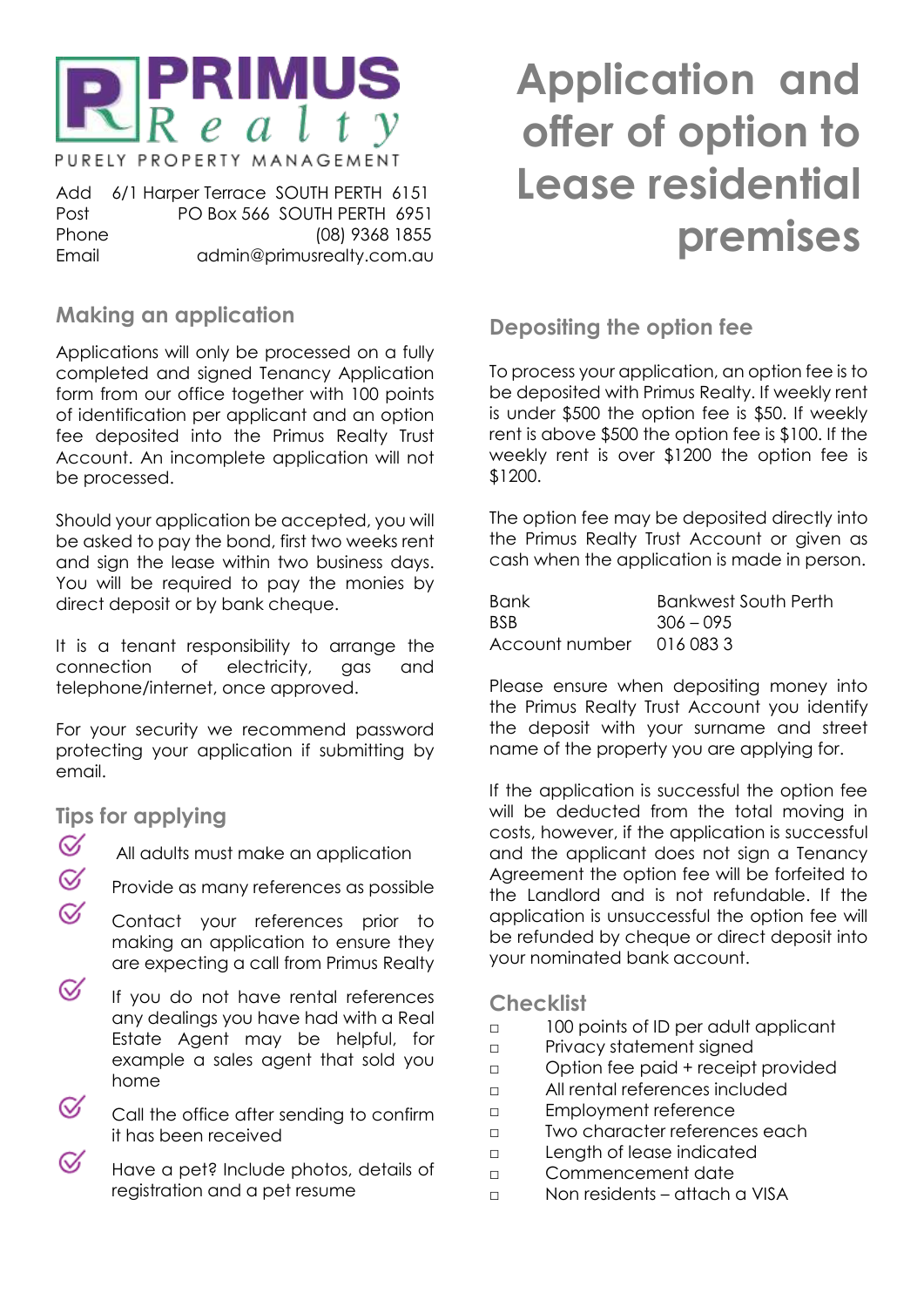# PRIMUS Realty

PURELY PROPERTY MANAGEMENT

| | |
|---|---|
| Add | 6/1 Harper Terrace SOUTH PERTH 6151 |
| Post | PO Box 566 SOUTH PERTH 6951 |
| Phone | (08) 9368 1855 |
| Email | admin@primusrealty.com.au |

# Application and offer of option to Lease residential premises

## Making an application

Applications will only be processed on a fully completed and signed Tenancy Application form from our office together with 100 points of identification per applicant and an option fee deposited into the Primus Realty Trust Account. An incomplete application will not be processed.

Should your application be accepted, you will be asked to pay the bond, first two weeks rent and sign the lease within two business days. You will be required to pay the monies by direct deposit or by bank cheque.

It is a tenant responsibility to arrange the connection of electricity, gas and telephone/internet, once approved.

For your security we recommend password protecting your application if submitting by email.

## Tips for applying

- All adults must make an application
- Provide as many references as possible
- Contact your references prior to making an application to ensure they are expecting a call from Primus Realty
- If you do not have rental references any dealings you have had with a Real Estate Agent may be helpful, for example a sales agent that sold you home
- Call the office after sending to confirm it has been received
- Have a pet? Include photos, details of registration and a pet resume

## Depositing the option fee

To process your application, an option fee is to be deposited with Primus Realty. If weekly rent is under $500 the option fee is $50. If weekly rent is above $500 the option fee is $100. If the weekly rent is over $1200 the option fee is $1200.

The option fee may be deposited directly into the Primus Realty Trust Account or given as cash when the application is made in person.

| | |
|---|---|
| Bank | Bankwest South Perth |
| BSB | 306 – 095 |
| Account number | 016 083 3 |

Please ensure when depositing money into the Primus Realty Trust Account you identify the deposit with your surname and street name of the property you are applying for.

If the application is successful the option fee will be deducted from the total moving in costs, however, if the application is successful and the applicant does not sign a Tenancy Agreement the option fee will be forfeited to the Landlord and is not refundable. If the application is unsuccessful the option fee will be refunded by cheque or direct deposit into your nominated bank account.

## Checklist

- ☐ 100 points of ID per adult applicant
- ☐ Privacy statement signed
- ☐ Option fee paid + receipt provided
- ☐ All rental references included
- ☐ Employment reference
- ☐ Two character references each
- ☐ Length of lease indicated
- ☐ Commencement date
- ☐ Non residents – attach a VISA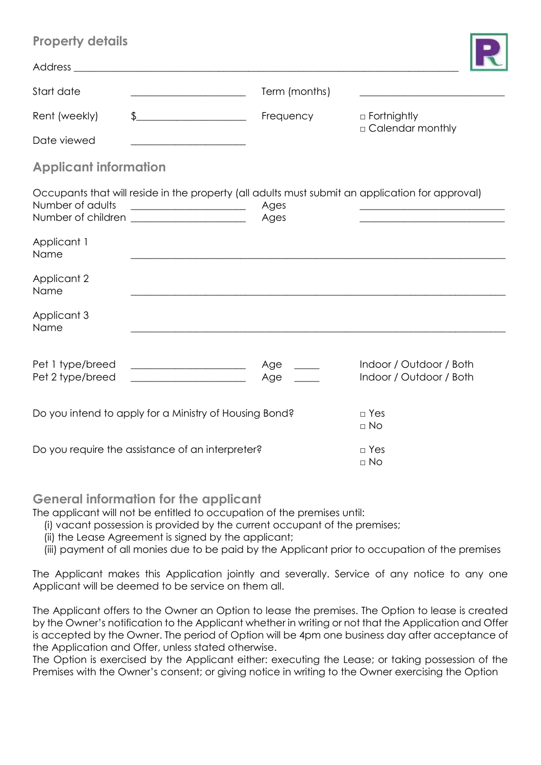## Property details

Address ______________________________________________________________________

| | | | |
|---|---|---|---|
| Start date | ____________________ | Term (months) | __________________________ |
| Rent (weekly) | $___________________ | Frequency | □ Fortnightly<br>□ Calendar monthly |
| Date viewed | ____________________ | | |

## Applicant information

Occupants that will reside in the property (all adults must submit an application for approval)

| | | | |
|---|---|---|---|
| Number of adults | ____________________ | Ages | __________________________ |
| Number of children | ____________________ | Ages | __________________________ |

Applicant 1
Name ____________________________________________________________________

Applicant 2
Name ____________________________________________________________________

Applicant 3
Name ____________________________________________________________________

| | | | |
|---|---|---|---|
| Pet 1 type/breed | ____________________ | Age _____ | Indoor / Outdoor / Both |
| Pet 2 type/breed | ____________________ | Age _____ | Indoor / Outdoor / Both |

Do you intend to apply for a Ministry of Housing Bond? □ Yes □ No

Do you require the assistance of an interpreter? □ Yes □ No

## General information for the applicant

The applicant will not be entitled to occupation of the premises until:

(i) vacant possession is provided by the current occupant of the premises;
(ii) the Lease Agreement is signed by the applicant;
(iii) payment of all monies due to be paid by the Applicant prior to occupation of the premises

The Applicant makes this Application jointly and severally. Service of any notice to any one Applicant will be deemed to be service on them all.

The Applicant offers to the Owner an Option to lease the premises. The Option to lease is created by the Owner's notification to the Applicant whether in writing or not that the Application and Offer is accepted by the Owner. The period of Option will be 4pm one business day after acceptance of the Application and Offer, unless stated otherwise.
The Option is exercised by the Applicant either: executing the Lease; or taking possession of the Premises with the Owner's consent; or giving notice in writing to the Owner exercising the Option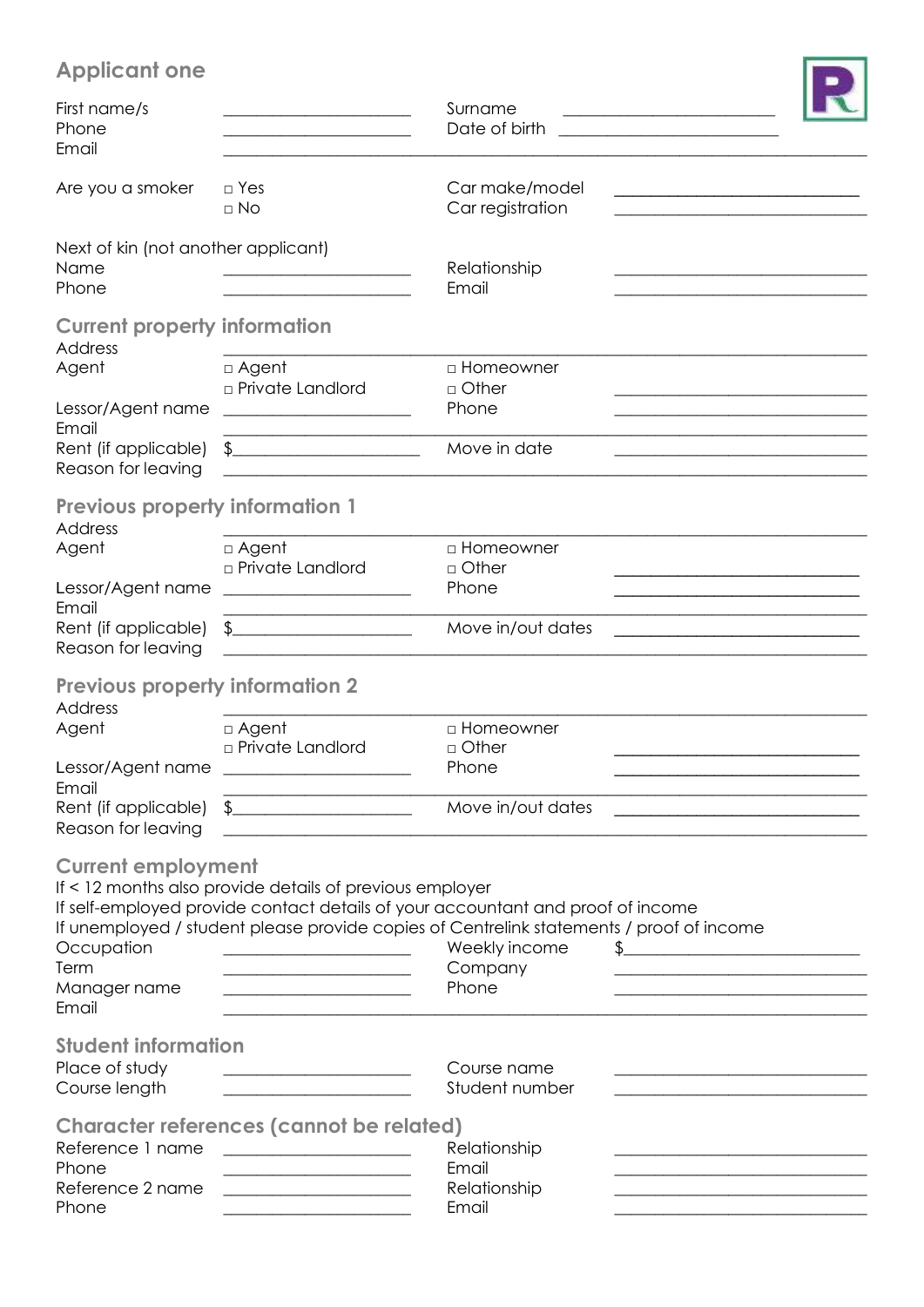## Applicant one

| | | | |
|---|---|---|---|
| First name/s | ______________________ | Surname | ______________________ |
| Phone | ______________________ | Date of birth | ______________________ |
| Email | ______________________ | | |

| | | | |
|---|---|---|---|
| Are you a smoker | □ Yes<br>□ No | Car make/model | ______________________ |
| | | Car registration | ______________________ |

Next of kin (not another applicant)

| | | | |
|---|---|---|---|
| Name | ______________________ | Relationship | ______________________ |
| Phone | ______________________ | Email | ______________________ |

### Current property information

| | | | |
|---|---|---|---|
| Address | ______________________ | | |
| Agent | □ Agent<br>□ Private Landlord | □ Homeowner<br>□ Other | ______________________ |
| Lessor/Agent name | ______________________ | Phone | ______________________ |
| Email | ______________________ | | |
| Rent (if applicable) | $______________________ | Move in date | ______________________ |
| Reason for leaving | ______________________ | | |

### Previous property information 1

| | | | |
|---|---|---|---|
| Address | ______________________ | | |
| Agent | □ Agent<br>□ Private Landlord | □ Homeowner<br>□ Other | ______________________ |
| Lessor/Agent name | ______________________ | Phone | ______________________ |
| Email | ______________________ | | |
| Rent (if applicable) | $______________________ | Move in/out dates | ______________________ |
| Reason for leaving | ______________________ | | |

### Previous property information 2

| | | | |
|---|---|---|---|
| Address | ______________________ | | |
| Agent | □ Agent<br>□ Private Landlord | □ Homeowner<br>□ Other | ______________________ |
| Lessor/Agent name | ______________________ | Phone | ______________________ |
| Email | ______________________ | | |
| Rent (if applicable) | $______________________ | Move in/out dates | ______________________ |
| Reason for leaving | ______________________ | | |

### Current employment

If < 12 months also provide details of previous employer
If self-employed provide contact details of your accountant and proof of income
If unemployed / student please provide copies of Centrelink statements / proof of income

| | | | |
|---|---|---|---|
| Occupation | ______________________ | Weekly income | $______________________ |
| Term | ______________________ | Company | ______________________ |
| Manager name | ______________________ | Phone | ______________________ |
| Email | ______________________ | | |

### Student information

| | | | |
|---|---|---|---|
| Place of study | ______________________ | Course name | ______________________ |
| Course length | ______________________ | Student number | ______________________ |

### Character references (cannot be related)

| | | | |
|---|---|---|---|
| Reference 1 name | ______________________ | Relationship | ______________________ |
| Phone | ______________________ | Email | ______________________ |
| Reference 2 name | ______________________ | Relationship | ______________________ |
| Phone | ______________________ | Email | ______________________ |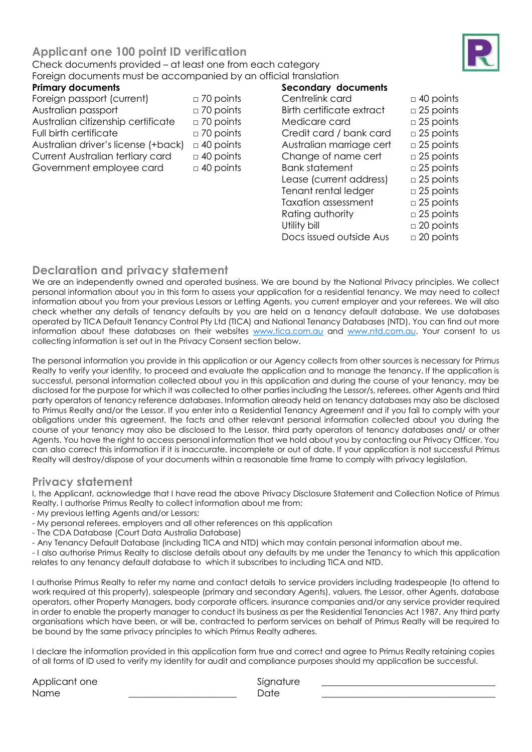## Applicant one 100 point ID verification

Check documents provided – at least one from each category
Foreign documents must be accompanied by an official translation

| **Primary documents** | | **Secondary documents** | |
|---|---|---|---|
| Foreign passport (current) | □ 70 points | Centrelink card | □ 40 points |
| Australian passport | □ 70 points | Birth certificate extract | □ 25 points |
| Australian citizenship certificate | □ 70 points | Medicare card | □ 25 points |
| Full birth certificate | □ 70 points | Credit card / bank card | □ 25 points |
| Australian driver's license (+back) | □ 40 points | Australian marriage cert | □ 25 points |
| Current Australian tertiary card | □ 40 points | Change of name cert | □ 25 points |
| Government employee card | □ 40 points | Bank statement | □ 25 points |
| | | Lease (current address) | □ 25 points |
| | | Tenant rental ledger | □ 25 points |
| | | Taxation assessment | □ 25 points |
| | | Rating authority | □ 25 points |
| | | Utility bill | □ 20 points |
| | | Docs issued outside Aus | □ 20 points |

## Declaration and privacy statement

We are an independently owned and operated business. We are bound by the National Privacy principles. We collect personal information about you in this form to assess your application for a residential tenancy. We may need to collect information about you from your previous Lessors or Letting Agents, you current employer and your referees. We will also check whether any details of tenancy defaults by you are held on a tenancy default database. We use databases operated by TICA Default Tenancy Control Pty Ltd (TICA) and National Tenancy Databases (NTD). You can find out more information about these databases on their websites www.tica.com.au and www.ntd.com.au. Your consent to us collecting information is set out in the Privacy Consent section below.

The personal information you provide in this application or our Agency collects from other sources is necessary for Primus Realty to verify your identity, to proceed and evaluate the application and to manage the tenancy. If the application is successful, personal information collected about you in this application and during the course of your tenancy, may be disclosed for the purpose for which it was collected to other parties including the Lessor/s, referees, other Agents and third party operators of tenancy reference databases. Information already held on tenancy databases may also be disclosed to Primus Realty and/or the Lessor. If you enter into a Residential Tenancy Agreement and if you fail to comply with your obligations under this agreement, the facts and other relevant personal information collected about you during the course of your tenancy may also be disclosed to the Lessor, third party operators of tenancy databases and/ or other Agents. You have the right to access personal information that we hold about you by contacting our Privacy Officer. You can also correct this information if it is inaccurate, incomplete or out of date. If your application is not successful Primus Realty will destroy/dispose of your documents within a reasonable time frame to comply with privacy legislation.

## Privacy statement

I, the Applicant, acknowledge that I have read the above Privacy Disclosure Statement and Collection Notice of Primus Realty. I authorise Primus Realty to collect information about me from:

- My previous letting Agents and/or Lessors;
- My personal referees, employers and all other references on this application
- The CDA Database (Court Data Australia Database)
- Any Tenancy Default Database (including TICA and NTD) which may contain personal information about me.
- I also authorise Primus Realty to disclose details about any defaults by me under the Tenancy to which this application relates to any tenancy default database to which it subscribes to including TICA and NTD.

I authorise Primus Realty to refer my name and contact details to service providers including tradespeople (to attend to work required at this property), salespeople (primary and secondary Agents), valuers, the Lessor, other Agents, database operators, other Property Managers, body corporate officers, insurance companies and/or any service provider required in order to enable the property manager to conduct its business as per the Residential Tenancies Act 1987. Any third party organisations which have been, or will be, contracted to perform services on behalf of Primus Realty will be required to be bound by the same privacy principles to which Primus Realty adheres.

I declare the information provided in this application form true and correct and agree to Primus Realty retaining copies of all forms of ID used to verify my identity for audit and compliance purposes should my application be successful.

Applicant one Name ______________________ Signature ____________________________________
Date ____________________________________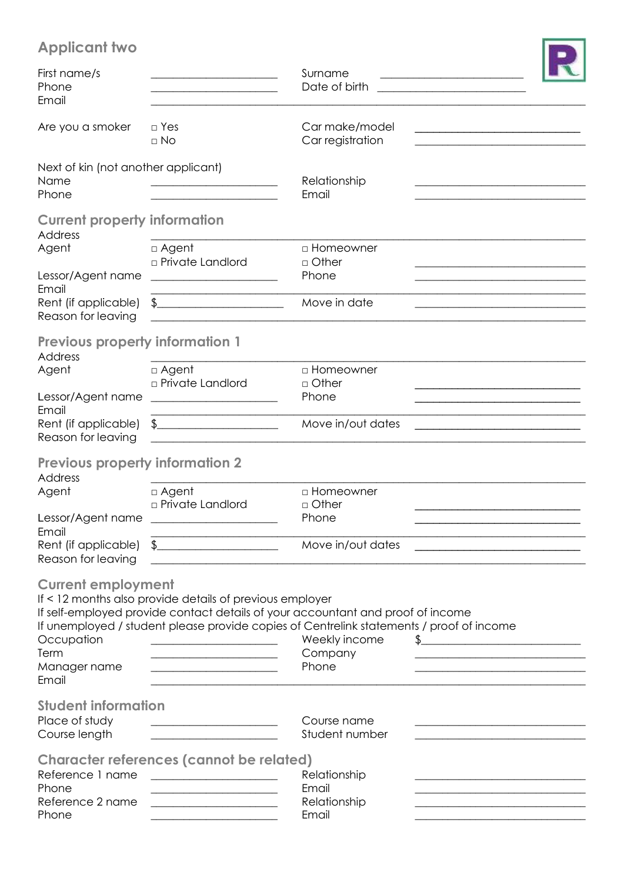## Applicant two

First name/s ____________________ Surname ____________________
Phone ____________________ Date of birth ____________________
Email ________________________________________

Are you a smoker □ Yes □ No
Car make/model ____________________
Car registration ____________________

Next of kin (not another applicant)
Name ____________________ Relationship ____________________
Phone ____________________ Email ____________________

### Current property information

Address ________________________________________
Agent □ Agent □ Private Landlord □ Homeowner □ Other ____________________
Lessor/Agent name ____________________ Phone ____________________
Email ________________________________________
Rent (if applicable) $____________________ Move in date ____________________
Reason for leaving ________________________________________

### Previous property information 1

Address ________________________________________
Agent □ Agent □ Private Landlord □ Homeowner □ Other ____________________
Lessor/Agent name ____________________ Phone ____________________
Email ________________________________________
Rent (if applicable) $____________________ Move in/out dates ____________________
Reason for leaving ________________________________________

### Previous property information 2

Address ________________________________________
Agent □ Agent □ Private Landlord □ Homeowner □ Other ____________________
Lessor/Agent name ____________________ Phone ____________________
Email ________________________________________
Rent (if applicable) $____________________ Move in/out dates ____________________
Reason for leaving ________________________________________

### Current employment

If < 12 months also provide details of previous employer
If self-employed provide contact details of your accountant and proof of income
If unemployed / student please provide copies of Centrelink statements / proof of income

Occupation ____________________ Weekly income $____________________
Term ____________________ Company ____________________
Manager name ____________________ Phone ____________________
Email ________________________________________

### Student information

Place of study ____________________ Course name ____________________
Course length ____________________ Student number ____________________

### Character references (cannot be related)

Reference 1 name ____________________ Relationship ____________________
Phone ____________________ Email ____________________
Reference 2 name ____________________ Relationship ____________________
Phone ____________________ Email ____________________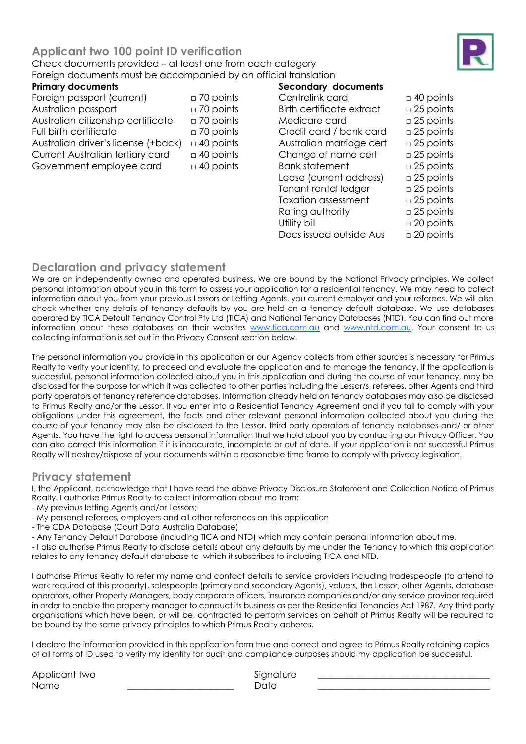## Applicant two 100 point ID verification

Check documents provided – at least one from each category
Foreign documents must be accompanied by an official translation

| **Primary documents** | | **Secondary documents** | |
|---|---|---|---|
| Foreign passport (current) | □ 70 points | Centrelink card | □ 40 points |
| Australian passport | □ 70 points | Birth certificate extract | □ 25 points |
| Australian citizenship certificate | □ 70 points | Medicare card | □ 25 points |
| Full birth certificate | □ 70 points | Credit card / bank card | □ 25 points |
| Australian driver's license (+back) | □ 40 points | Australian marriage cert | □ 25 points |
| Current Australian tertiary card | □ 40 points | Change of name cert | □ 25 points |
| Government employee card | □ 40 points | Bank statement | □ 25 points |
| | | Lease (current address) | □ 25 points |
| | | Tenant rental ledger | □ 25 points |
| | | Taxation assessment | □ 25 points |
| | | Rating authority | □ 25 points |
| | | Utility bill | □ 20 points |
| | | Docs issued outside Aus | □ 20 points |

## Declaration and privacy statement

We are an independently owned and operated business. We are bound by the National Privacy principles. We collect personal information about you in this form to assess your application for a residential tenancy. We may need to collect information about you from your previous Lessors or Letting Agents, you current employer and your referees. We will also check whether any details of tenancy defaults by you are held on a tenancy default database. We use databases operated by TICA Default Tenancy Control Pty Ltd (TICA) and National Tenancy Databases (NTD). You can find out more information about these databases on their websites www.tica.com.au and www.ntd.com.au. Your consent to us collecting information is set out in the Privacy Consent section below.

The personal information you provide in this application or our Agency collects from other sources is necessary for Primus Realty to verify your identity, to proceed and evaluate the application and to manage the tenancy. If the application is successful, personal information collected about you in this application and during the course of your tenancy, may be disclosed for the purpose for which it was collected to other parties including the Lessor/s, referees, other Agents and third party operators of tenancy reference databases. Information already held on tenancy databases may also be disclosed to Primus Realty and/or the Lessor. If you enter into a Residential Tenancy Agreement and if you fail to comply with your obligations under this agreement, the facts and other relevant personal information collected about you during the course of your tenancy may also be disclosed to the Lessor, third party operators of tenancy databases and/ or other Agents. You have the right to access personal information that we hold about you by contacting our Privacy Officer. You can also correct this information if it is inaccurate, incomplete or out of date. If your application is not successful Primus Realty will destroy/dispose of your documents within a reasonable time frame to comply with privacy legislation.

## Privacy statement

I, the Applicant, acknowledge that I have read the above Privacy Disclosure Statement and Collection Notice of Primus Realty. I authorise Primus Realty to collect information about me from:

- My previous letting Agents and/or Lessors;
- My personal referees, employers and all other references on this application
- The CDA Database (Court Data Australia Database)
- Any Tenancy Default Database (including TICA and NTD) which may contain personal information about me.
- I also authorise Primus Realty to disclose details about any defaults by me under the Tenancy to which this application relates to any tenancy default database to which it subscribes to including TICA and NTD.

I authorise Primus Realty to refer my name and contact details to service providers including tradespeople (to attend to work required at this property), salespeople (primary and secondary Agents), valuers, the Lessor, other Agents, database operators, other Property Managers, body corporate officers, insurance companies and/or any service provider required in order to enable the property manager to conduct its business as per the Residential Tenancies Act 1987. Any third party organisations which have been, or will be, contracted to perform services on behalf of Primus Realty will be required to be bound by the same privacy principles to which Primus Realty adheres.

I declare the information provided in this application form true and correct and agree to Primus Realty retaining copies of all forms of ID used to verify my identity for audit and compliance purposes should my application be successful.

Applicant two Name ______________________ Signature ____________________________________

Date ____________________________________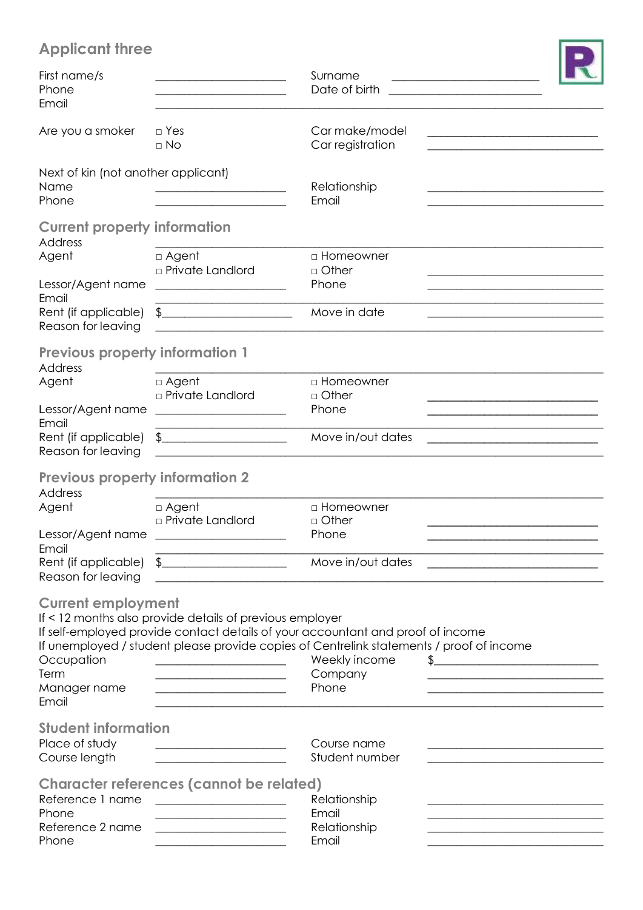## Applicant three

First name/s ______________________ Surname ______________________
Phone ______________________ Date of birth ______________________
Email ______________________________________________

Are you a smoker □ Yes □ No
Car make/model ______________________
Car registration ______________________

Next of kin (not another applicant)
Name ______________________ Relationship ______________________
Phone ______________________ Email ______________________

### Current property information

Address ______________________________________________
Agent □ Agent □ Private Landlord □ Homeowner □ Other ______________________
Lessor/Agent name ______________________ Phone ______________________
Email ______________________________________________
Rent (if applicable) $______________________ Move in date ______________________
Reason for leaving ______________________________________________

### Previous property information 1

Address ______________________________________________
Agent □ Agent □ Private Landlord □ Homeowner □ Other ______________________
Lessor/Agent name ______________________ Phone ______________________
Email ______________________________________________
Rent (if applicable) $______________________ Move in/out dates ______________________
Reason for leaving ______________________________________________

### Previous property information 2

Address ______________________________________________
Agent □ Agent □ Private Landlord □ Homeowner □ Other ______________________
Lessor/Agent name ______________________ Phone ______________________
Email ______________________________________________
Rent (if applicable) $______________________ Move in/out dates ______________________
Reason for leaving ______________________________________________

### Current employment

If < 12 months also provide details of previous employer
If self-employed provide contact details of your accountant and proof of income
If unemployed / student please provide copies of Centrelink statements / proof of income

Occupation ______________________ Weekly income $______________________
Term ______________________ Company ______________________
Manager name ______________________ Phone ______________________
Email ______________________________________________

### Student information

Place of study ______________________ Course name ______________________
Course length ______________________ Student number ______________________

### Character references (cannot be related)

Reference 1 name ______________________ Relationship ______________________
Phone ______________________ Email ______________________
Reference 2 name ______________________ Relationship ______________________
Phone ______________________ Email ______________________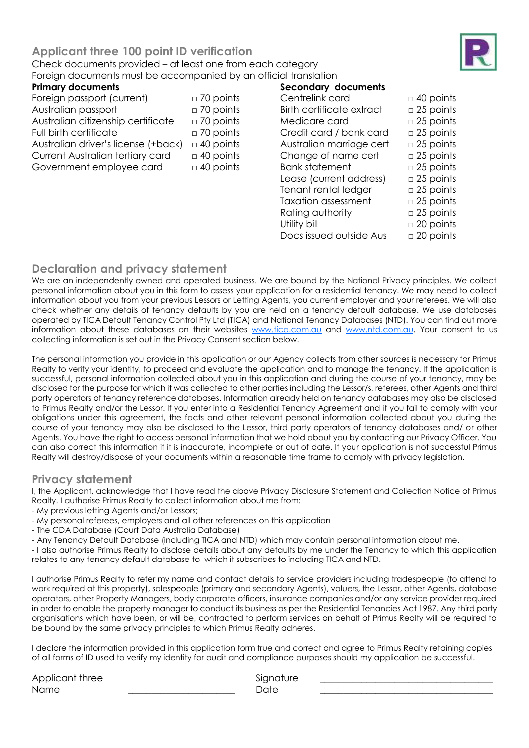## Applicant three 100 point ID verification

Check documents provided – at least one from each category
Foreign documents must be accompanied by an official translation

**Primary documents**

| Document | Points |
|---|---|
| Foreign passport (current) | □ 70 points |
| Australian passport | □ 70 points |
| Australian citizenship certificate | □ 70 points |
| Full birth certificate | □ 70 points |
| Australian driver's license (+back) | □ 40 points |
| Current Australian tertiary card | □ 40 points |
| Government employee card | □ 40 points |

**Secondary documents**

| Document | Points |
|---|---|
| Centrelink card | □ 40 points |
| Birth certificate extract | □ 25 points |
| Medicare card | □ 25 points |
| Credit card / bank card | □ 25 points |
| Australian marriage cert | □ 25 points |
| Change of name cert | □ 25 points |
| Bank statement | □ 25 points |
| Lease (current address) | □ 25 points |
| Tenant rental ledger | □ 25 points |
| Taxation assessment | □ 25 points |
| Rating authority | □ 25 points |
| Utility bill | □ 20 points |
| Docs issued outside Aus | □ 20 points |

## Declaration and privacy statement

We are an independently owned and operated business. We are bound by the National Privacy principles. We collect personal information about you in this form to assess your application for a residential tenancy. We may need to collect information about you from your previous Lessors or Letting Agents, you current employer and your referees. We will also check whether any details of tenancy defaults by you are held on a tenancy default database. We use databases operated by TICA Default Tenancy Control Pty Ltd (TICA) and National Tenancy Databases (NTD). You can find out more information about these databases on their websites www.tica.com.au and www.ntd.com.au. Your consent to us collecting information is set out in the Privacy Consent section below.

The personal information you provide in this application or our Agency collects from other sources is necessary for Primus Realty to verify your identity, to proceed and evaluate the application and to manage the tenancy. If the application is successful, personal information collected about you in this application and during the course of your tenancy, may be disclosed for the purpose for which it was collected to other parties including the Lessor/s, referees, other Agents and third party operators of tenancy reference databases. Information already held on tenancy databases may also be disclosed to Primus Realty and/or the Lessor. If you enter into a Residential Tenancy Agreement and if you fail to comply with your obligations under this agreement, the facts and other relevant personal information collected about you during the course of your tenancy may also be disclosed to the Lessor, third party operators of tenancy databases and/ or other Agents. You have the right to access personal information that we hold about you by contacting our Privacy Officer. You can also correct this information if it is inaccurate, incomplete or out of date. If your application is not successful Primus Realty will destroy/dispose of your documents within a reasonable time frame to comply with privacy legislation.

## Privacy statement

I, the Applicant, acknowledge that I have read the above Privacy Disclosure Statement and Collection Notice of Primus Realty. I authorise Primus Realty to collect information about me from:

- My previous letting Agents and/or Lessors;
- My personal referees, employers and all other references on this application
- The CDA Database (Court Data Australia Database)
- Any Tenancy Default Database (including TICA and NTD) which may contain personal information about me.
- I also authorise Primus Realty to disclose details about any defaults by me under the Tenancy to which this application relates to any tenancy default database to which it subscribes to including TICA and NTD.

I authorise Primus Realty to refer my name and contact details to service providers including tradespeople (to attend to work required at this property), salespeople (primary and secondary Agents), valuers, the Lessor, other Agents, database operators, other Property Managers, body corporate officers, insurance companies and/or any service provider required in order to enable the property manager to conduct its business as per the Residential Tenancies Act 1987. Any third party organisations which have been, or will be, contracted to perform services on behalf of Primus Realty will be required to be bound by the same privacy principles to which Primus Realty adheres.

I declare the information provided in this application form true and correct and agree to Primus Realty retaining copies of all forms of ID used to verify my identity for audit and compliance purposes should my application be successful.

Applicant three Name ______________________

Signature ____________________________________

Date ____________________________________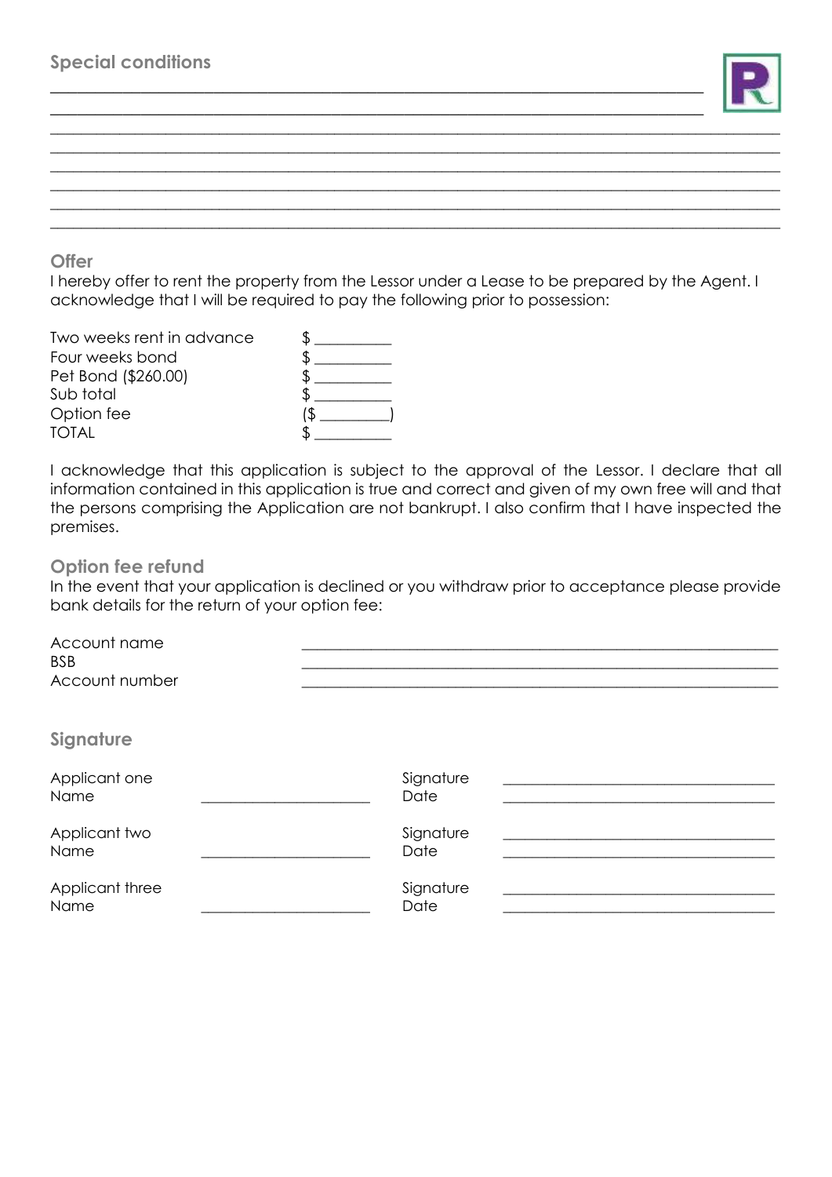## Special conditions

\_\_\_\_\_\_\_\_\_\_\_\_\_\_\_\_\_\_\_\_\_\_\_\_\_\_\_\_\_\_\_\_\_\_\_\_\_\_\_\_\_\_\_\_\_\_\_\_\_\_\_\_\_\_\_\_\_\_\_\_\_\_\_\_\_\_\_\_\_\_\_\_\_\_\_\_

\_\_\_\_\_\_\_\_\_\_\_\_\_\_\_\_\_\_\_\_\_\_\_\_\_\_\_\_\_\_\_\_\_\_\_\_\_\_\_\_\_\_\_\_\_\_\_\_\_\_\_\_\_\_\_\_\_\_\_\_\_\_\_\_\_\_\_\_\_\_\_\_\_\_\_\_

\_\_\_\_\_\_\_\_\_\_\_\_\_\_\_\_\_\_\_\_\_\_\_\_\_\_\_\_\_\_\_\_\_\_\_\_\_\_\_\_\_\_\_\_\_\_\_\_\_\_\_\_\_\_\_\_\_\_\_\_\_\_\_\_\_\_\_\_\_\_\_\_\_\_\_\_

\_\_\_\_\_\_\_\_\_\_\_\_\_\_\_\_\_\_\_\_\_\_\_\_\_\_\_\_\_\_\_\_\_\_\_\_\_\_\_\_\_\_\_\_\_\_\_\_\_\_\_\_\_\_\_\_\_\_\_\_\_\_\_\_\_\_\_\_\_\_\_\_\_\_\_\_

\_\_\_\_\_\_\_\_\_\_\_\_\_\_\_\_\_\_\_\_\_\_\_\_\_\_\_\_\_\_\_\_\_\_\_\_\_\_\_\_\_\_\_\_\_\_\_\_\_\_\_\_\_\_\_\_\_\_\_\_\_\_\_\_\_\_\_\_\_\_\_\_\_\_\_\_

\_\_\_\_\_\_\_\_\_\_\_\_\_\_\_\_\_\_\_\_\_\_\_\_\_\_\_\_\_\_\_\_\_\_\_\_\_\_\_\_\_\_\_\_\_\_\_\_\_\_\_\_\_\_\_\_\_\_\_\_\_\_\_\_\_\_\_\_\_\_\_\_\_\_\_\_

\_\_\_\_\_\_\_\_\_\_\_\_\_\_\_\_\_\_\_\_\_\_\_\_\_\_\_\_\_\_\_\_\_\_\_\_\_\_\_\_\_\_\_\_\_\_\_\_\_\_\_\_\_\_\_\_\_\_\_\_\_\_\_\_\_\_\_\_\_\_\_\_\_\_\_\_

\_\_\_\_\_\_\_\_\_\_\_\_\_\_\_\_\_\_\_\_\_\_\_\_\_\_\_\_\_\_\_\_\_\_\_\_\_\_\_\_\_\_\_\_\_\_\_\_\_\_\_\_\_\_\_\_\_\_\_\_\_\_\_\_\_\_\_\_\_\_\_\_\_\_\_\_

## Offer

I hereby offer to rent the property from the Lessor under a Lease to be prepared by the Agent. I acknowledge that I will be required to pay the following prior to possession:

| | |
|---|---|
| Two weeks rent in advance | $ \_\_\_\_\_\_\_\_\_\_ |
| Four weeks bond | $ \_\_\_\_\_\_\_\_\_\_ |
| Pet Bond ($260.00) | $ \_\_\_\_\_\_\_\_\_\_ |
| Sub total | $ \_\_\_\_\_\_\_\_\_\_ |
| Option fee | ($ \_\_\_\_\_\_\_\_\_) |
| TOTAL | $ \_\_\_\_\_\_\_\_\_\_ |

I acknowledge that this application is subject to the approval of the Lessor. I declare that all information contained in this application is true and correct and given of my own free will and that the persons comprising the Application are not bankrupt. I also confirm that I have inspected the premises.

## Option fee refund

In the event that your application is declined or you withdraw prior to acceptance please provide bank details for the return of your option fee:

| | |
|---|---|
| Account name | \_\_\_\_\_\_\_\_\_\_\_\_\_\_\_\_\_\_\_\_\_\_\_\_\_\_\_\_\_\_\_\_\_\_\_\_\_\_\_\_ |
| BSB | \_\_\_\_\_\_\_\_\_\_\_\_\_\_\_\_\_\_\_\_\_\_\_\_\_\_\_\_\_\_\_\_\_\_\_\_\_\_\_\_ |
| Account number | \_\_\_\_\_\_\_\_\_\_\_\_\_\_\_\_\_\_\_\_\_\_\_\_\_\_\_\_\_\_\_\_\_\_\_\_\_\_\_\_ |

## Signature

| | | | |
|---|---|---|---|
| Applicant one<br>Name | \_\_\_\_\_\_\_\_\_\_\_\_\_\_\_\_\_\_\_\_ | Signature<br>Date | \_\_\_\_\_\_\_\_\_\_\_\_\_\_\_\_\_\_\_\_\_\_\_\_\_\_\_\_\_\_<br>\_\_\_\_\_\_\_\_\_\_\_\_\_\_\_\_\_\_\_\_\_\_\_\_\_\_\_\_\_\_ |
| Applicant two<br>Name | \_\_\_\_\_\_\_\_\_\_\_\_\_\_\_\_\_\_\_\_ | Signature<br>Date | \_\_\_\_\_\_\_\_\_\_\_\_\_\_\_\_\_\_\_\_\_\_\_\_\_\_\_\_\_\_<br>\_\_\_\_\_\_\_\_\_\_\_\_\_\_\_\_\_\_\_\_\_\_\_\_\_\_\_\_\_\_ |
| Applicant three<br>Name | \_\_\_\_\_\_\_\_\_\_\_\_\_\_\_\_\_\_\_\_ | Signature<br>Date | \_\_\_\_\_\_\_\_\_\_\_\_\_\_\_\_\_\_\_\_\_\_\_\_\_\_\_\_\_\_<br>\_\_\_\_\_\_\_\_\_\_\_\_\_\_\_\_\_\_\_\_\_\_\_\_\_\_\_\_\_\_ |